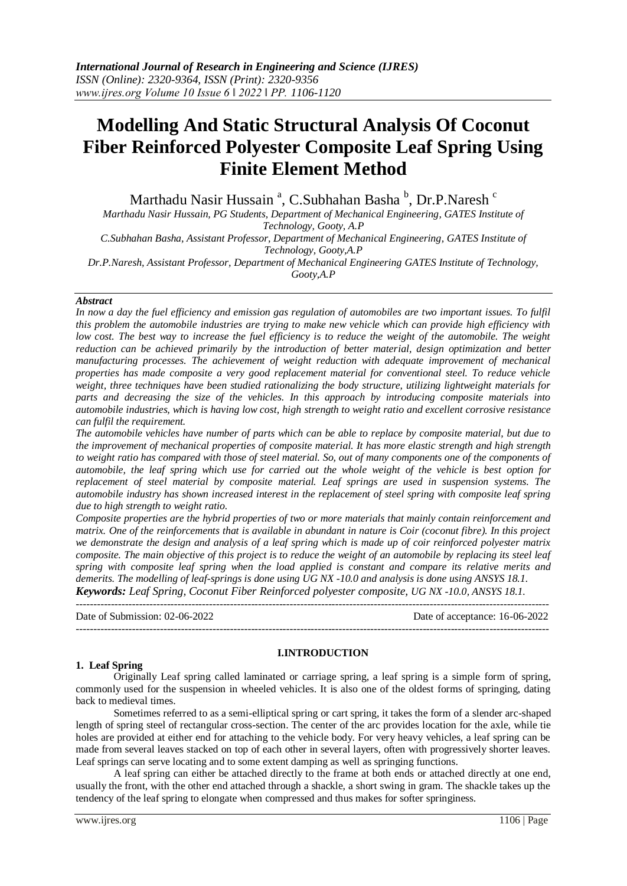# Modelling And Static Structural Analysis Of Coconut Fiber Reinforced Polyester Composite Leaf Spring Using Finite Element Method

Marthadu Nasir Hussain [a], C.Subhahan Basha [b], Dr.P.Naresh [c]

*Marthadu Nasir Hussain, PG Students, Department of Mechanical Engineering, GATES Institute of Technology, Gooty, A.P*

*C.Subhahan Basha, Assistant Professor, Department of Mechanical Engineering, GATES Institute of Technology, Gooty,A.P*

*Dr.P.Naresh, Assistant Professor, Department of Mechanical Engineering GATES Institute of Technology, Gooty,A.P*

***Abstract***

*In now a day the fuel efficiency and emission gas regulation of automobiles are two important issues. To fulfil this problem the automobile industries are trying to make new vehicle which can provide high efficiency with low cost. The best way to increase the fuel efficiency is to reduce the weight of the automobile. The weight reduction can be achieved primarily by the introduction of better material, design optimization and better manufacturing processes. The achievement of weight reduction with adequate improvement of mechanical properties has made composite a very good replacement material for conventional steel. To reduce vehicle weight, three techniques have been studied rationalizing the body structure, utilizing lightweight materials for parts and decreasing the size of the vehicles. In this approach by introducing composite materials into automobile industries, which is having low cost, high strength to weight ratio and excellent corrosive resistance can fulfil the requirement.*

*The automobile vehicles have number of parts which can be able to replace by composite material, but due to the improvement of mechanical properties of composite material. It has more elastic strength and high strength to weight ratio has compared with those of steel material. So, out of many components one of the components of automobile, the leaf spring which use for carried out the whole weight of the vehicle is best option for replacement of steel material by composite material. Leaf springs are used in suspension systems. The automobile industry has shown increased interest in the replacement of steel spring with composite leaf spring due to high strength to weight ratio.*

*Composite properties are the hybrid properties of two or more materials that mainly contain reinforcement and matrix. One of the reinforcements that is available in abundant in nature is Coir (coconut fibre). In this project we demonstrate the design and analysis of a leaf spring which is made up of coir reinforced polyester matrix composite. The main objective of this project is to reduce the weight of an automobile by replacing its steel leaf spring with composite leaf spring when the load applied is constant and compare its relative merits and demerits. The modelling of leaf-springs is done using UG NX -10.0 and analysis is done using ANSYS 18.1.*

***Keywords:*** *Leaf Spring, Coconut Fiber Reinforced polyester composite, UG NX -10.0, ANSYS 18.1.*

---

Date of Submission: 02-06-2022 | Date of acceptance: 16-06-2022

---

## I.INTRODUCTION

### 1. Leaf Spring

Originally Leaf spring called laminated or carriage spring, a leaf spring is a simple form of spring, commonly used for the suspension in wheeled vehicles. It is also one of the oldest forms of springing, dating back to medieval times.

Sometimes referred to as a semi-elliptical spring or cart spring, it takes the form of a slender arc-shaped length of spring steel of rectangular cross-section. The center of the arc provides location for the axle, while tie holes are provided at either end for attaching to the vehicle body. For very heavy vehicles, a leaf spring can be made from several leaves stacked on top of each other in several layers, often with progressively shorter leaves. Leaf springs can serve locating and to some extent damping as well as springing functions.

A leaf spring can either be attached directly to the frame at both ends or attached directly at one end, usually the front, with the other end attached through a shackle, a short swing in gram. The shackle takes up the tendency of the leaf spring to elongate when compressed and thus makes for softer springiness.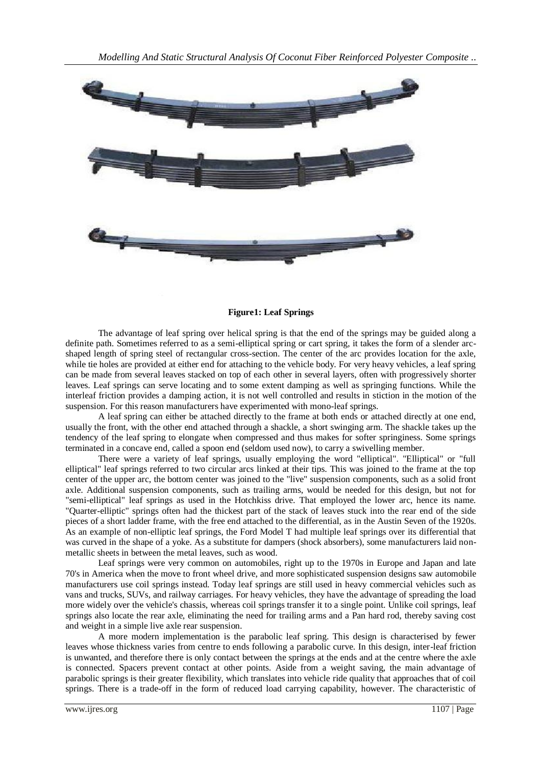**Figure1: Leaf Springs**

The advantage of leaf spring over helical spring is that the end of the springs may be guided along a definite path. Sometimes referred to as a semi-elliptical spring or cart spring, it takes the form of a slender arc-shaped length of spring steel of rectangular cross-section. The center of the arc provides location for the axle, while tie holes are provided at either end for attaching to the vehicle body. For very heavy vehicles, a leaf spring can be made from several leaves stacked on top of each other in several layers, often with progressively shorter leaves. Leaf springs can serve locating and to some extent damping as well as springing functions. While the interleaf friction provides a damping action, it is not well controlled and results in stiction in the motion of the suspension. For this reason manufacturers have experimented with mono-leaf springs.

A leaf spring can either be attached directly to the frame at both ends or attached directly at one end, usually the front, with the other end attached through a shackle, a short swinging arm. The shackle takes up the tendency of the leaf spring to elongate when compressed and thus makes for softer springiness. Some springs terminated in a concave end, called a spoon end (seldom used now), to carry a swivelling member.

There were a variety of leaf springs, usually employing the word "elliptical". "Elliptical" or "full elliptical" leaf springs referred to two circular arcs linked at their tips. This was joined to the frame at the top center of the upper arc, the bottom center was joined to the "live" suspension components, such as a solid front axle. Additional suspension components, such as trailing arms, would be needed for this design, but not for "semi-elliptical" leaf springs as used in the Hotchkiss drive. That employed the lower arc, hence its name. "Quarter-elliptic" springs often had the thickest part of the stack of leaves stuck into the rear end of the side pieces of a short ladder frame, with the free end attached to the differential, as in the Austin Seven of the 1920s. As an example of non-elliptic leaf springs, the Ford Model T had multiple leaf springs over its differential that was curved in the shape of a yoke. As a substitute for dampers (shock absorbers), some manufacturers laid non-metallic sheets in between the metal leaves, such as wood.

Leaf springs were very common on automobiles, right up to the 1970s in Europe and Japan and late 70's in America when the move to front wheel drive, and more sophisticated suspension designs saw automobile manufacturers use coil springs instead. Today leaf springs are still used in heavy commercial vehicles such as vans and trucks, SUVs, and railway carriages. For heavy vehicles, they have the advantage of spreading the load more widely over the vehicle's chassis, whereas coil springs transfer it to a single point. Unlike coil springs, leaf springs also locate the rear axle, eliminating the need for trailing arms and a Pan hard rod, thereby saving cost and weight in a simple live axle rear suspension.

A more modern implementation is the parabolic leaf spring. This design is characterised by fewer leaves whose thickness varies from centre to ends following a parabolic curve. In this design, inter-leaf friction is unwanted, and therefore there is only contact between the springs at the ends and at the centre where the axle is connected. Spacers prevent contact at other points. Aside from a weight saving, the main advantage of parabolic springs is their greater flexibility, which translates into vehicle ride quality that approaches that of coil springs. There is a trade-off in the form of reduced load carrying capability, however. The characteristic of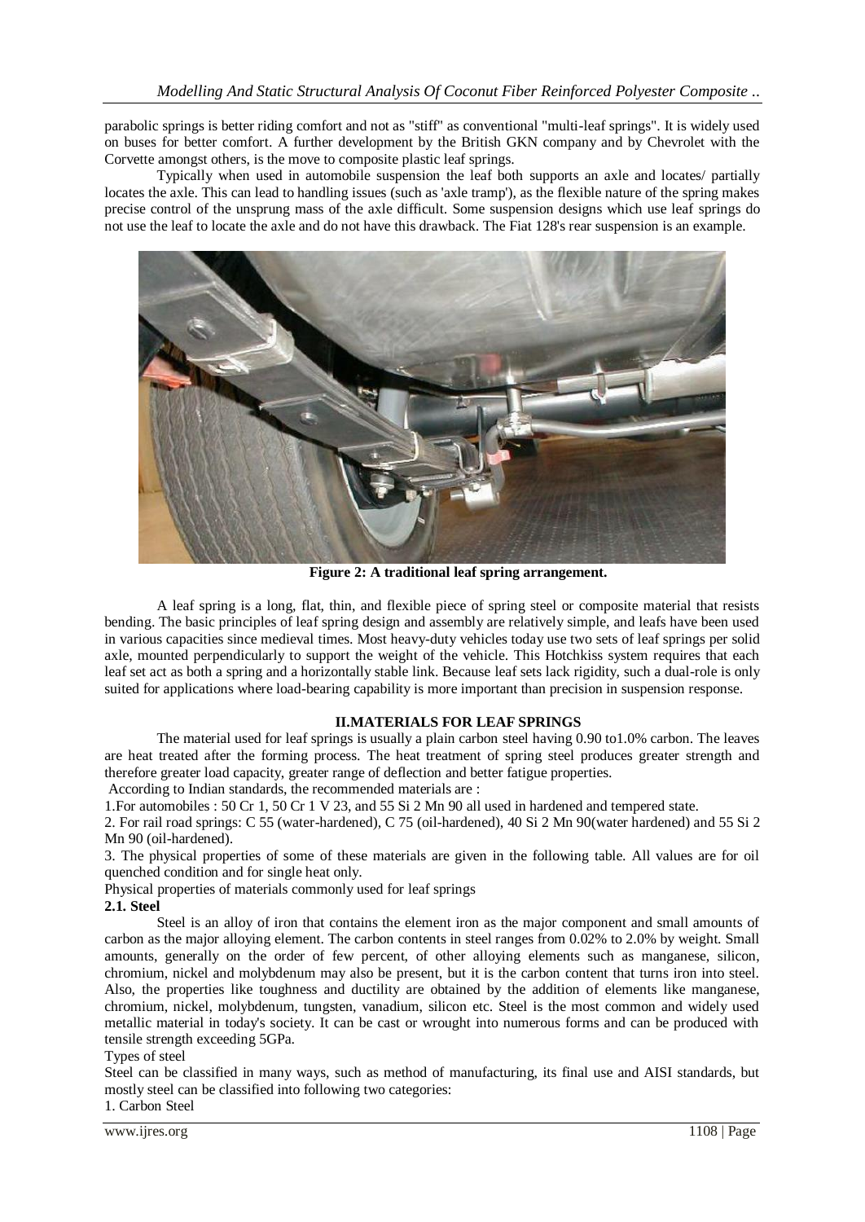parabolic springs is better riding comfort and not as "stiff" as conventional "multi-leaf springs". It is widely used on buses for better comfort. A further development by the British GKN company and by Chevrolet with the Corvette amongst others, is the move to composite plastic leaf springs.

Typically when used in automobile suspension the leaf both supports an axle and locates/ partially locates the axle. This can lead to handling issues (such as 'axle tramp'), as the flexible nature of the spring makes precise control of the unsprung mass of the axle difficult. Some suspension designs which use leaf springs do not use the leaf to locate the axle and do not have this drawback. The Fiat 128's rear suspension is an example.

**Figure 2: A traditional leaf spring arrangement.**

A leaf spring is a long, flat, thin, and flexible piece of spring steel or composite material that resists bending. The basic principles of leaf spring design and assembly are relatively simple, and leafs have been used in various capacities since medieval times. Most heavy-duty vehicles today use two sets of leaf springs per solid axle, mounted perpendicularly to support the weight of the vehicle. This Hotchkiss system requires that each leaf set act as both a spring and a horizontally stable link. Because leaf sets lack rigidity, such a dual-role is only suited for applications where load-bearing capability is more important than precision in suspension response.

## II.MATERIALS FOR LEAF SPRINGS

The material used for leaf springs is usually a plain carbon steel having 0.90 to1.0% carbon. The leaves are heat treated after the forming process. The heat treatment of spring steel produces greater strength and therefore greater load capacity, greater range of deflection and better fatigue properties.

According to Indian standards, the recommended materials are :

1.For automobiles : 50 Cr 1, 50 Cr 1 V 23, and 55 Si 2 Mn 90 all used in hardened and tempered state.

2. For rail road springs: C 55 (water-hardened), C 75 (oil-hardened), 40 Si 2 Mn 90(water hardened) and 55 Si 2 Mn 90 (oil-hardened).

3. The physical properties of some of these materials are given in the following table. All values are for oil quenched condition and for single heat only.

Physical properties of materials commonly used for leaf springs

### 2.1. Steel

Steel is an alloy of iron that contains the element iron as the major component and small amounts of carbon as the major alloying element. The carbon contents in steel ranges from 0.02% to 2.0% by weight. Small amounts, generally on the order of few percent, of other alloying elements such as manganese, silicon, chromium, nickel and molybdenum may also be present, but it is the carbon content that turns iron into steel. Also, the properties like toughness and ductility are obtained by the addition of elements like manganese, chromium, nickel, molybdenum, tungsten, vanadium, silicon etc. Steel is the most common and widely used metallic material in today's society. It can be cast or wrought into numerous forms and can be produced with tensile strength exceeding 5GPa.

Types of steel

Steel can be classified in many ways, such as method of manufacturing, its final use and AISI standards, but mostly steel can be classified into following two categories:

1. Carbon Steel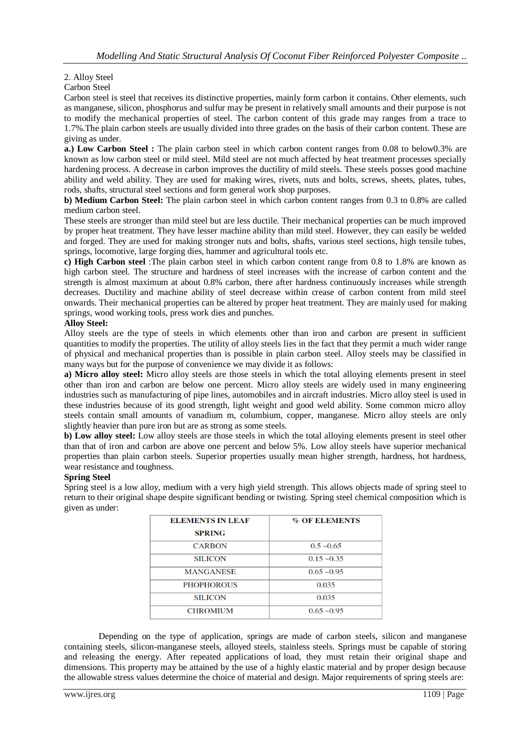2. Alloy Steel

Carbon Steel

Carbon steel is steel that receives its distinctive properties, mainly form carbon it contains. Other elements, such as manganese, silicon, phosphorus and sulfur may be present in relatively small amounts and their purpose is not to modify the mechanical properties of steel. The carbon content of this grade may ranges from a trace to 1.7%.The plain carbon steels are usually divided into three grades on the basis of their carbon content. These are giving as under.

**a.) Low Carbon Steel :** The plain carbon steel in which carbon content ranges from 0.08 to below0.3% are known as low carbon steel or mild steel. Mild steel are not much affected by heat treatment processes specially hardening process. A decrease in carbon improves the ductility of mild steels. These steels posses good machine ability and weld ability. They are used for making wires, rivets, nuts and bolts, screws, sheets, plates, tubes, rods, shafts, structural steel sections and form general work shop purposes.

**b) Medium Carbon Steel:** The plain carbon steel in which carbon content ranges from 0.3 to 0.8% are called medium carbon steel.

These steels are stronger than mild steel but are less ductile. Their mechanical properties can be much improved by proper heat treatment. They have lesser machine ability than mild steel. However, they can easily be welded and forged. They are used for making stronger nuts and bolts, shafts, various steel sections, high tensile tubes, springs, locomotive, large forging dies, hammer and agricultural tools etc.

**c) High Carbon steel** :The plain carbon steel in which carbon content range from 0.8 to 1.8% are known as high carbon steel. The structure and hardness of steel increases with the increase of carbon content and the strength is almost maximum at about 0.8% carbon, there after hardness continuously increases while strength decreases. Ductility and machine ability of steel decrease within crease of carbon content from mild steel onwards. Their mechanical properties can be altered by proper heat treatment. They are mainly used for making springs, wood working tools, press work dies and punches.

**Alloy Steel:**

Alloy steels are the type of steels in which elements other than iron and carbon are present in sufficient quantities to modify the properties. The utility of alloy steels lies in the fact that they permit a much wider range of physical and mechanical properties than is possible in plain carbon steel. Alloy steels may be classified in many ways but for the purpose of convenience we may divide it as follows:

**a) Micro alloy steel:** Micro alloy steels are those steels in which the total alloying elements present in steel other than iron and carbon are below one percent. Micro alloy steels are widely used in many engineering industries such as manufacturing of pipe lines, automobiles and in aircraft industries. Micro alloy steel is used in these industries because of its good strength, light weight and good weld ability. Some common micro alloy steels contain small amounts of vanadium m, columbium, copper, manganese. Micro alloy steels are only slightly heavier than pure iron but are as strong as some steels.

**b) Low alloy steel:** Low alloy steels are those steels in which the total alloying elements present in steel other than that of iron and carbon are above one percent and below 5%. Low alloy steels have superior mechanical properties than plain carbon steels. Superior properties usually mean higher strength, hardness, hot hardness, wear resistance and toughness.

**Spring Steel**

Spring steel is a low alloy, medium with a very high yield strength. This allows objects made of spring steel to return to their original shape despite significant bending or twisting. Spring steel chemical composition which is given as under:

| ELEMENTS IN LEAF SPRING | % OF ELEMENTS |
|---|---|
| CARBON | 0.5 ~0.65 |
| SILICON | 0.15 ~0.35 |
| MANGANESE | 0.65 ~0.95 |
| PHOPHOROUS | 0.035 |
| SILICON | 0.035 |
| CHROMIUM | 0.65 ~0.95 |

Depending on the type of application, springs are made of carbon steels, silicon and manganese containing steels, silicon-manganese steels, alloyed steels, stainless steels. Springs must be capable of storing and releasing the energy. After repeated applications of load, they must retain their original shape and dimensions. This property may be attained by the use of a highly elastic material and by proper design because the allowable stress values determine the choice of material and design. Major requirements of spring steels are: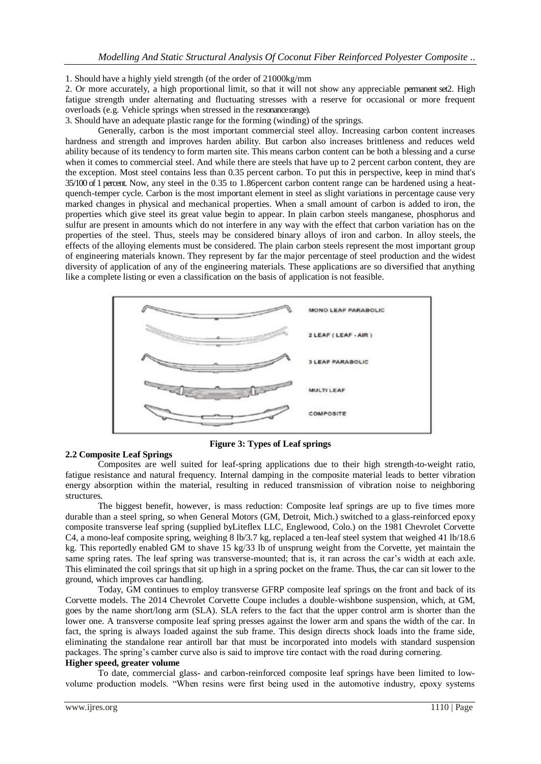1. Should have a highly yield strength (of the order of 21000kg/mm

2. Or more accurately, a high proportional limit, so that it will not show any appreciable permanent set2. High fatigue strength under alternating and fluctuating stresses with a reserve for occasional or more frequent overloads (e.g. Vehicle springs when stressed in the resonancerange).

3. Should have an adequate plastic range for the forming (winding) of the springs.

Generally, carbon is the most important commercial steel alloy. Increasing carbon content increases hardness and strength and improves harden ability. But carbon also increases brittleness and reduces weld ability because of its tendency to form marten site. This means carbon content can be both a blessing and a curse when it comes to commercial steel. And while there are steels that have up to 2 percent carbon content, they are the exception. Most steel contains less than 0.35 percent carbon. To put this in perspective, keep in mind that's 35/100 of 1 percent. Now, any steel in the 0.35 to 1.86percent carbon content range can be hardened using a heat-quench-temper cycle. Carbon is the most important element in steel as slight variations in percentage cause very marked changes in physical and mechanical properties. When a small amount of carbon is added to iron, the properties which give steel its great value begin to appear. In plain carbon steels manganese, phosphorus and sulfur are present in amounts which do not interfere in any way with the effect that carbon variation has on the properties of the steel. Thus, steels may be considered binary alloys of iron and carbon. In alloy steels, the effects of the alloying elements must be considered. The plain carbon steels represent the most important group of engineering materials known. They represent by far the major percentage of steel production and the widest diversity of application of any of the engineering materials. These applications are so diversified that anything like a complete listing or even a classification on the basis of application is not feasible.

MONO LEAF PARABOLIC

2 LEAF ( LEAF - AIR )

3 LEAF PARABOLIC

MULTI LEAF

COMPOSITE

**Figure 3: Types of Leaf springs**

### 2.2 Composite Leaf Springs

Composites are well suited for leaf-spring applications due to their high strength-to-weight ratio, fatigue resistance and natural frequency. Internal damping in the composite material leads to better vibration energy absorption within the material, resulting in reduced transmission of vibration noise to neighboring structures.

The biggest benefit, however, is mass reduction: Composite leaf springs are up to five times more durable than a steel spring, so when General Motors (GM, Detroit, Mich.) switched to a glass-reinforced epoxy composite transverse leaf spring (supplied byLiteflex LLC, Englewood, Colo.) on the 1981 Chevrolet Corvette C4, a mono-leaf composite spring, weighing 8 lb/3.7 kg, replaced a ten-leaf steel system that weighed 41 lb/18.6 kg. This reportedly enabled GM to shave 15 kg/33 lb of unsprung weight from the Corvette, yet maintain the same spring rates. The leaf spring was transverse-mounted; that is, it ran across the car's width at each axle. This eliminated the coil springs that sit up high in a spring pocket on the frame. Thus, the car can sit lower to the ground, which improves car handling.

Today, GM continues to employ transverse GFRP composite leaf springs on the front and back of its Corvette models. The 2014 Chevrolet Corvette Coupe includes a double-wishbone suspension, which, at GM, goes by the name short/long arm (SLA). SLA refers to the fact that the upper control arm is shorter than the lower one. A transverse composite leaf spring presses against the lower arm and spans the width of the car. In fact, the spring is always loaded against the sub frame. This design directs shock loads into the frame side, eliminating the standalone rear antiroll bar that must be incorporated into models with standard suspension packages. The spring's camber curve also is said to improve tire contact with the road during cornering.

**Higher speed, greater volume**

To date, commercial glass- and carbon-reinforced composite leaf springs have been limited to low-volume production models. "When resins were first being used in the automotive industry, epoxy systems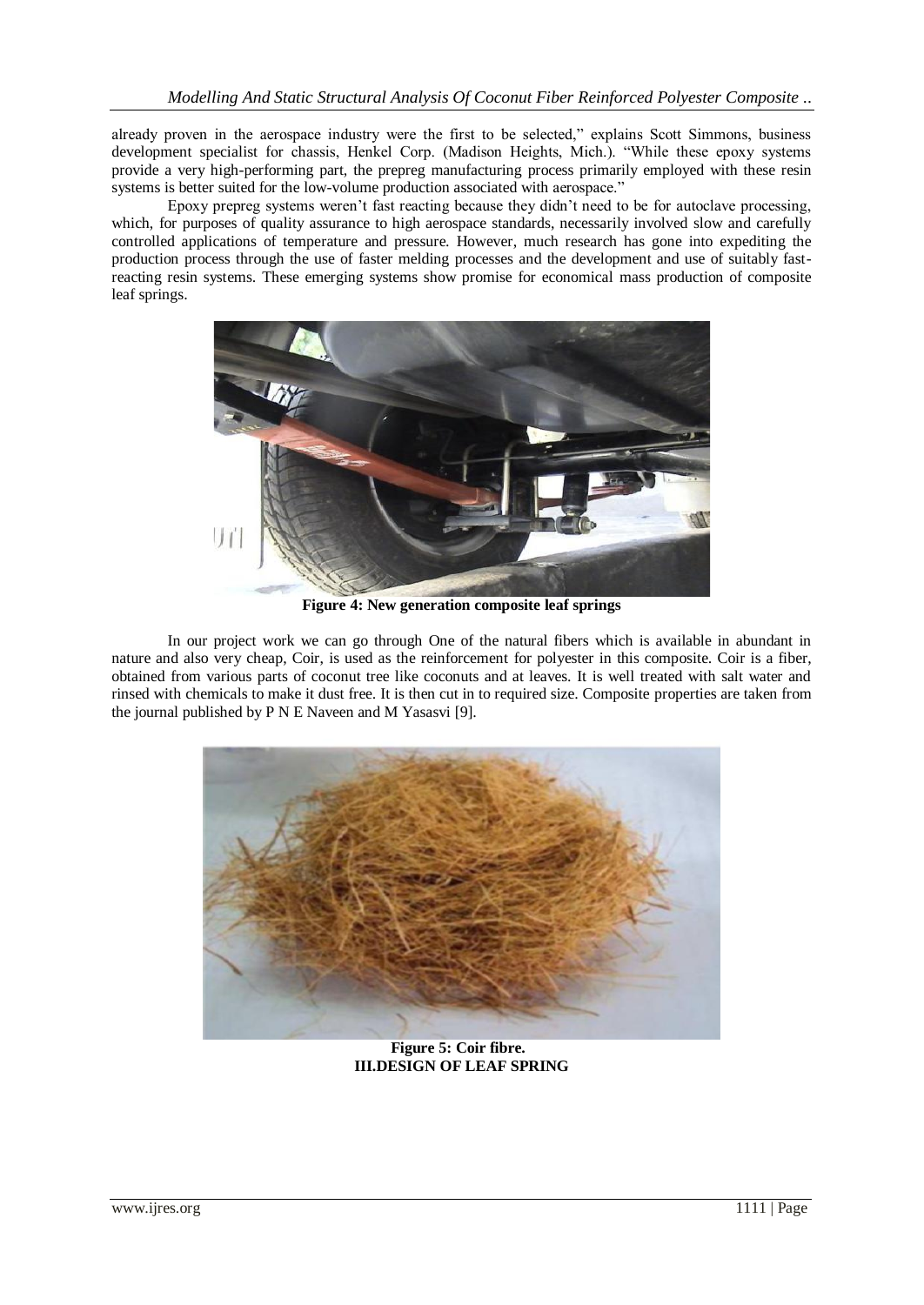already proven in the aerospace industry were the first to be selected," explains Scott Simmons, business development specialist for chassis, Henkel Corp. (Madison Heights, Mich.). "While these epoxy systems provide a very high-performing part, the prepreg manufacturing process primarily employed with these resin systems is better suited for the low-volume production associated with aerospace."

Epoxy prepreg systems weren't fast reacting because they didn't need to be for autoclave processing, which, for purposes of quality assurance to high aerospace standards, necessarily involved slow and carefully controlled applications of temperature and pressure. However, much research has gone into expediting the production process through the use of faster melding processes and the development and use of suitably fast-reacting resin systems. These emerging systems show promise for economical mass production of composite leaf springs.

**Figure 4: New generation composite leaf springs**

In our project work we can go through One of the natural fibers which is available in abundant in nature and also very cheap, Coir, is used as the reinforcement for polyester in this composite. Coir is a fiber, obtained from various parts of coconut tree like coconuts and at leaves. It is well treated with salt water and rinsed with chemicals to make it dust free. It is then cut in to required size. Composite properties are taken from the journal published by P N E Naveen and M Yasasvi [9].

**Figure 5: Coir fibre.**

## III.DESIGN OF LEAF SPRING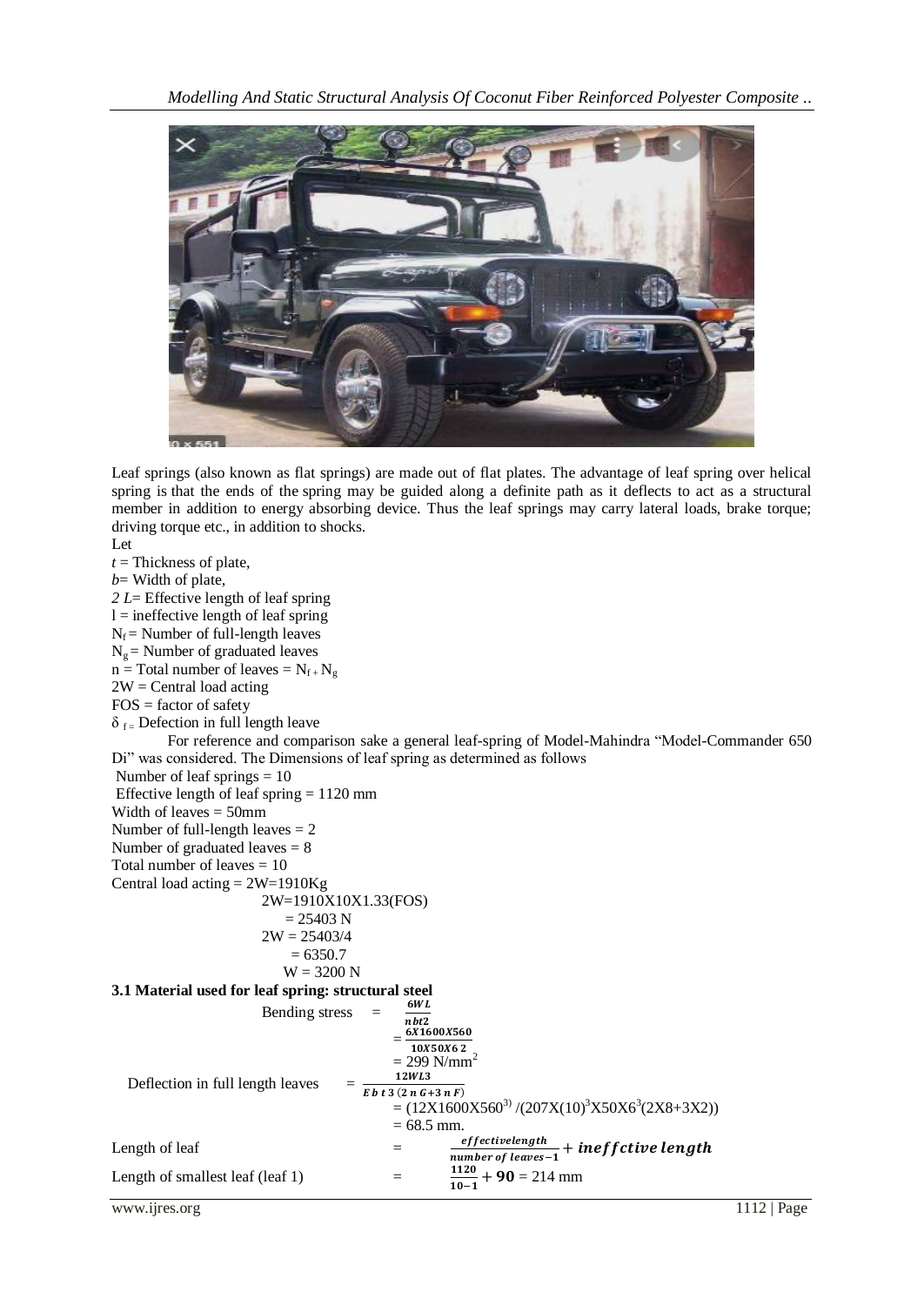Leaf springs (also known as flat springs) are made out of flat plates. The advantage of leaf spring over helical spring is that the ends of the spring may be guided along a definite path as it deflects to act as a structural member in addition to energy absorbing device. Thus the leaf springs may carry lateral loads, brake torque; driving torque etc., in addition to shocks.

Let

$t$ = Thickness of plate,

$b$= Width of plate,

$2L$= Effective length of leaf spring

l = ineffective length of leaf spring

$N_f$ = Number of full-length leaves

$N_g$ = Number of graduated leaves

n = Total number of leaves = $N_f + N_g$

2W = Central load acting

FOS = factor of safety

$\delta_f$ = Defection in full length leave

For reference and comparison sake a general leaf-spring of Model-Mahindra "Model-Commander 650 Di" was considered. The Dimensions of leaf spring as determined as follows

Number of leaf springs = 10

Effective length of leaf spring = 1120 mm

Width of leaves = 50mm

Number of full-length leaves = 2

Number of graduated leaves = 8

Total number of leaves = 10

Central load acting = 2W=1910Kg

2W=1910X10X1.33(FOS)

= 25403 N

2W = 25403/4

= 6350.7

W = 3200 N

**3.1 Material used for leaf spring: structural steel**

Bending stress $= \frac{6WL}{nbt2}$

$= \frac{6X1600X560}{10X50X6\,2}$

= 299 N/mm$^2$

Deflection in full length leaves $= \frac{12WL3}{E\,b\,t\,3\,(2\,n\,G+3\,n\,F)}$

$= (12X1600X560^{3)}\,/(207X(10)^3X50X6^3(2X8+3X2))$

= 68.5 mm.

Length of leaf $= \frac{effectivelength}{number\ of\ leaves-1} + \boldsymbol{ineffctive\ length}$

Length of smallest leaf (leaf 1) $= \frac{\mathbf{1120}}{\mathbf{10-1}} + \mathbf{90}$ = 214 mm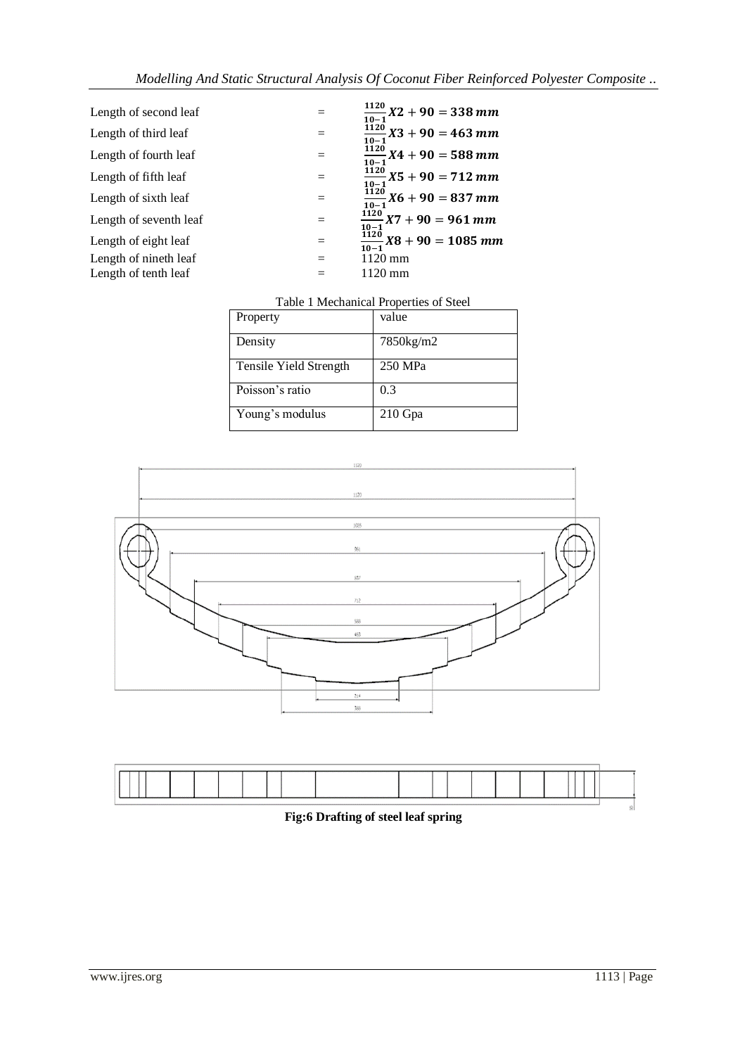| | | |
|---|---|---|
| Length of second leaf | = | $\frac{1120}{10-1}X2 + 90 = 338\,mm$ |
| Length of third leaf | = | $\frac{1120}{10-1}X3 + 90 = 463\,mm$ |
| Length of fourth leaf | = | $\frac{1120}{10-1}X4 + 90 = 588\,mm$ |
| Length of fifth leaf | = | $\frac{1120}{10-1}X5 + 90 = 712\,mm$ |
| Length of sixth leaf | = | $\frac{1120}{10-1}X6 + 90 = 837\,mm$ |
| Length of seventh leaf | = | $\frac{1120}{10-1}X7 + 90 = 961\,mm$ |
| Length of eight leaf | = | $\frac{1120}{10-1}X8 + 90 = 1085\,mm$ |
| Length of nineth leaf | = | 1120 mm |
| Length of tenth leaf | = | 1120 mm |

Table 1 Mechanical Properties of Steel

| Property | value |
|---|---|
| Density | 7850kg/m2 |
| Tensile Yield Strength | 250 MPa |
| Poisson's ratio | 0.3 |
| Young's modulus | 210 Gpa |

**Fig:6 Drafting of steel leaf spring**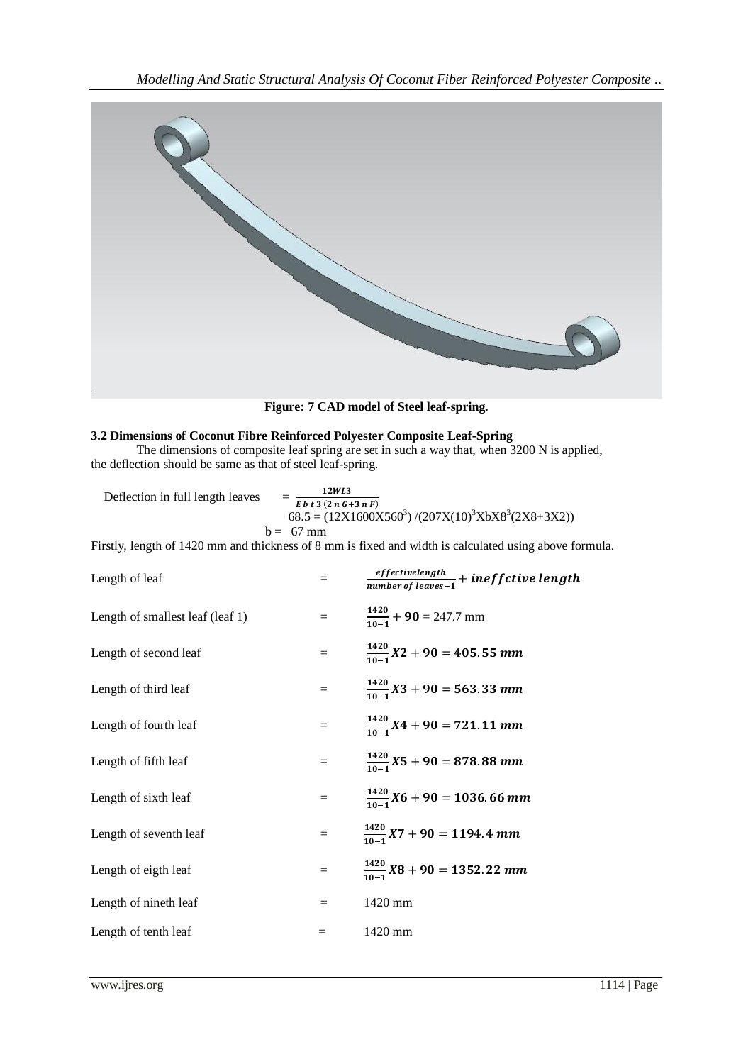Figure: 7 CAD model of Steel leaf-spring.

### 3.2 Dimensions of Coconut Fibre Reinforced Polyester Composite Leaf-Spring

The dimensions of composite leaf spring are set in such a way that, when 3200 N is applied, the deflection should be same as that of steel leaf-spring.

Deflection in full length leaves $= \frac{12WL3}{E\,b\,t\,3\,(2\,n\,G+3\,n\,F)}$

$$68.5 = (12X1600X560^3)/(207X(10)^3XbX8^3(2X8+3X2))$$

$b = 67$ mm

Firstly, length of 1420 mm and thickness of 8 mm is fixed and width is calculated using above formula.

| | | |
|---|---|---|
| Length of leaf | = | $\frac{effectivelength}{number\ of\ leaves-1} + ineffctive\ length$ |
| Length of smallest leaf (leaf 1) | = | $\frac{1420}{10-1} + \mathbf{90}$ = 247.7 mm |
| Length of second leaf | = | $\frac{1420}{10-1}X2 + 90 = 405.55\ mm$ |
| Length of third leaf | = | $\frac{1420}{10-1}X3 + 90 = 563.33\ mm$ |
| Length of fourth leaf | = | $\frac{1420}{10-1}X4 + 90 = 721.11\ mm$ |
| Length of fifth leaf | = | $\frac{1420}{10-1}X5 + 90 = 878.88\ mm$ |
| Length of sixth leaf | = | $\frac{1420}{10-1}X6 + 90 = 1036.66\ mm$ |
| Length of seventh leaf | = | $\frac{1420}{10-1}X7 + 90 = 1194.4\ mm$ |
| Length of eigth leaf | = | $\frac{1420}{10-1}X8 + 90 = 1352.22\ mm$ |
| Length of nineth leaf | = | 1420 mm |
| Length of tenth leaf | = | 1420 mm |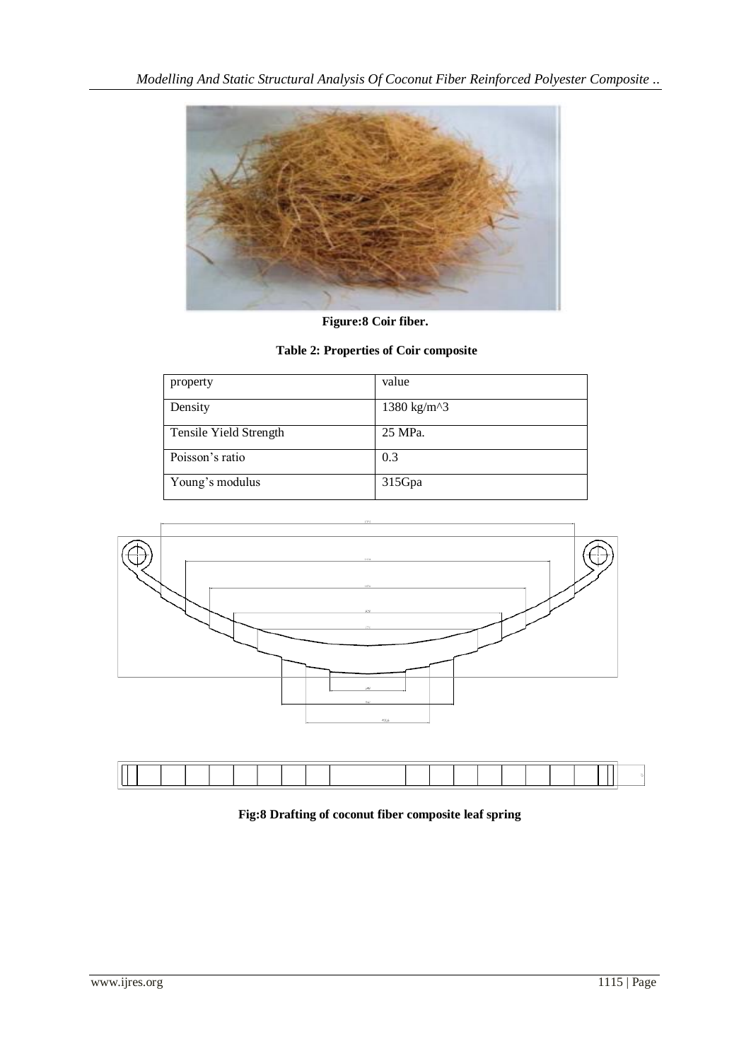Figure:8 Coir fiber.

**Table 2: Properties of Coir composite**

| property | value |
|---|---|
| Density | 1380 kg/m^3 |
| Tensile Yield Strength | 25 MPa. |
| Poisson's ratio | 0.3 |
| Young's modulus | 315Gpa |

**Fig:8 Drafting of coconut fiber composite leaf spring**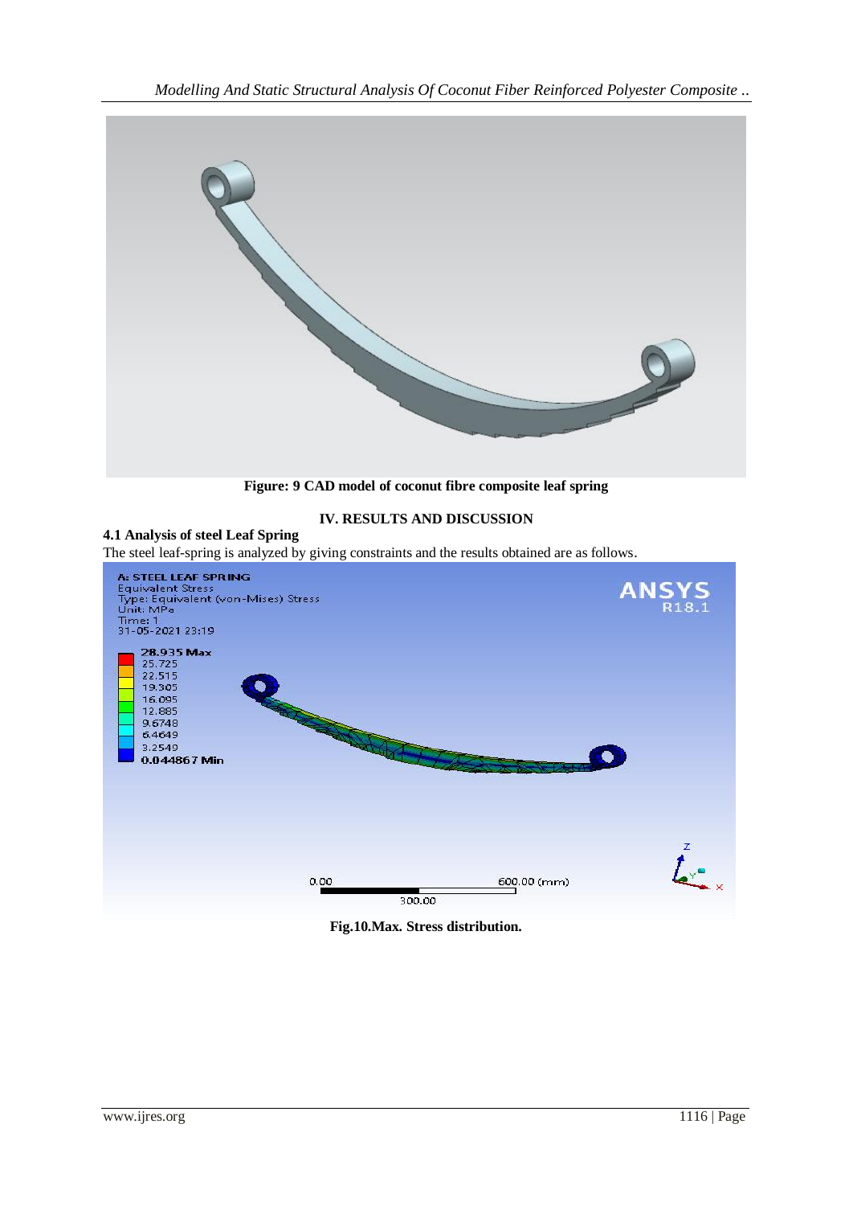Figure: 9 CAD model of coconut fibre composite leaf spring

## IV. RESULTS AND DISCUSSION

### 4.1 Analysis of steel Leaf Spring

The steel leaf-spring is analyzed by giving constraints and the results obtained are as follows.

Fig.10.Max. Stress distribution.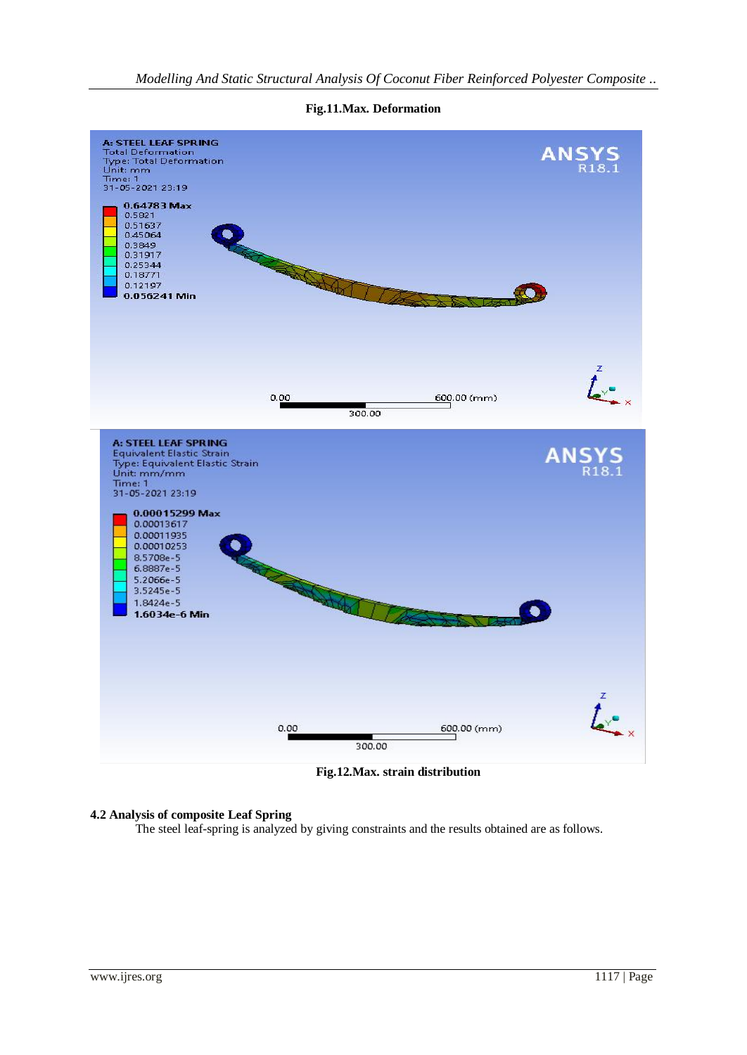**Fig.11.Max. Deformation**

**Fig.12.Max. strain distribution**

### 4.2 Analysis of composite Leaf Spring

The steel leaf-spring is analyzed by giving constraints and the results obtained are as follows.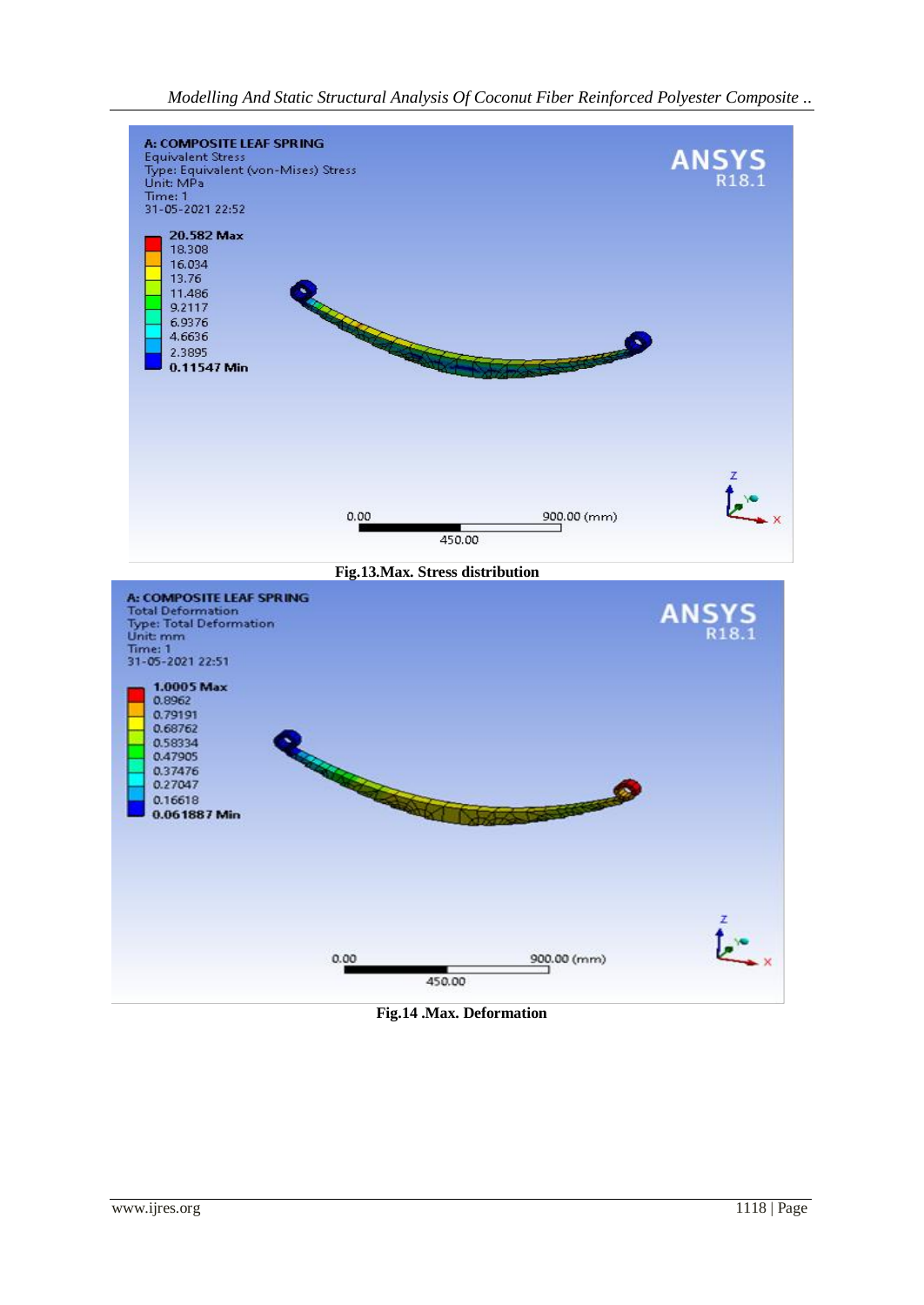Fig.13.Max. Stress distribution

Fig.14 .Max. Deformation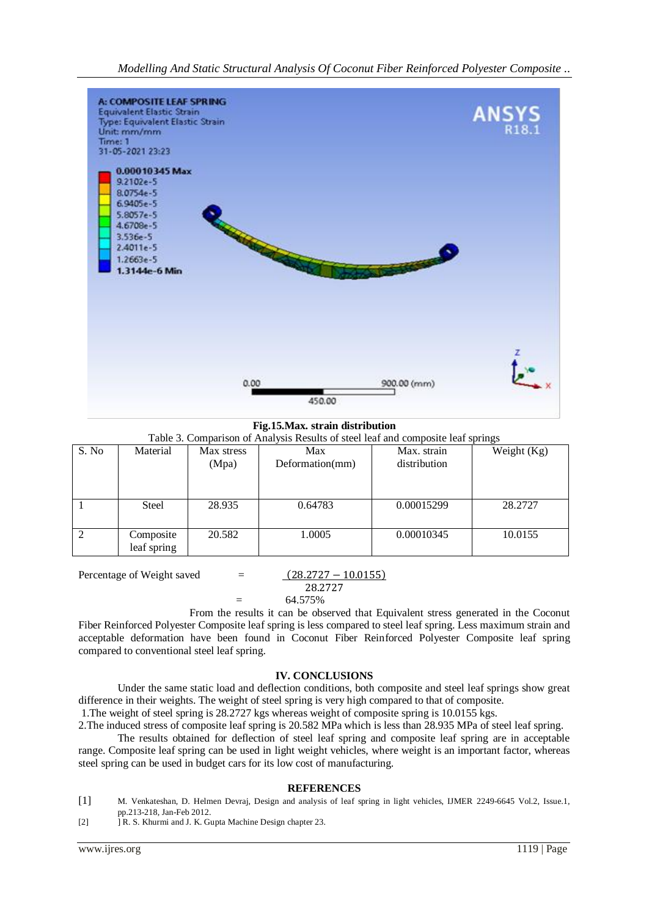**Fig.15.Max. strain distribution**

Table 3. Comparison of Analysis Results of steel leaf and composite leaf springs

| S. No | Material | Max stress (Mpa) | Max Deformation(mm) | Max. strain distribution | Weight (Kg) |
|---|---|---|---|---|---|
| 1 | Steel | 28.935 | 0.64783 | 0.00015299 | 28.2727 |
| 2 | Composite leaf spring | 20.582 | 1.0005 | 0.00010345 | 10.0155 |

Percentage of Weight saved $= \dfrac{(28.2727 - 10.0155)}{28.2727}$

$= 64.575\%$

From the results it can be observed that Equivalent stress generated in the Coconut Fiber Reinforced Polyester Composite leaf spring is less compared to steel leaf spring. Less maximum strain and acceptable deformation have been found in Coconut Fiber Reinforced Polyester Composite leaf spring compared to conventional steel leaf spring.

## IV. CONCLUSIONS

Under the same static load and deflection conditions, both composite and steel leaf springs show great difference in their weights. The weight of steel spring is very high compared to that of composite.

1.The weight of steel spring is 28.2727 kgs whereas weight of composite spring is 10.0155 kgs.

2.The induced stress of composite leaf spring is 20.582 MPa which is less than 28.935 MPa of steel leaf spring.

The results obtained for deflection of steel leaf spring and composite leaf spring are in acceptable range. Composite leaf spring can be used in light weight vehicles, where weight is an important factor, whereas steel spring can be used in budget cars for its low cost of manufacturing.

## REFERENCES

[1] M. Venkateshan, D. Helmen Devraj, Design and analysis of leaf spring in light vehicles, IJMER 2249-6645 Vol.2, Issue.1, pp.213-218, Jan-Feb 2012.

[2] ] R. S. Khurmi and J. K. Gupta Machine Design chapter 23.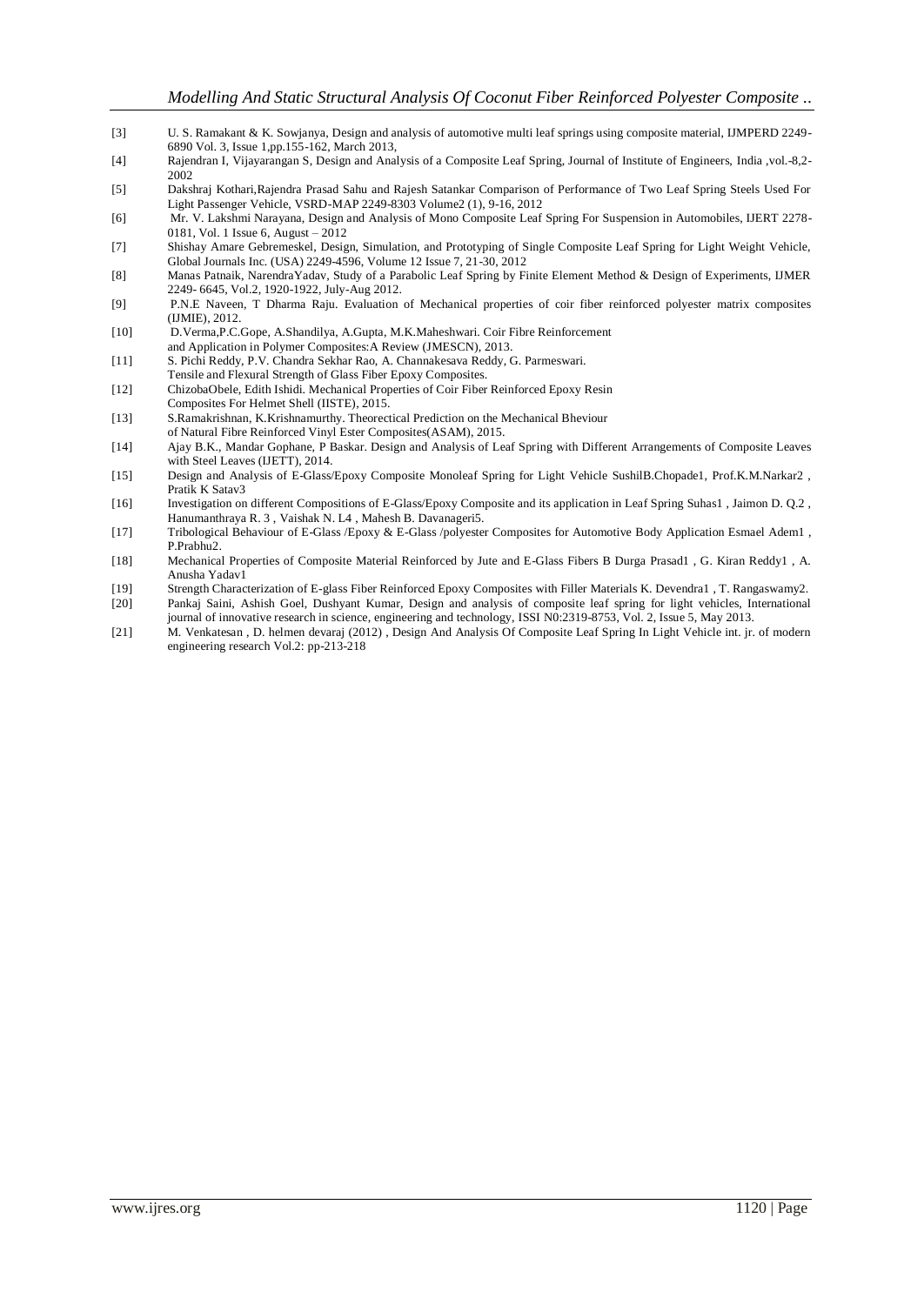[3] U. S. Ramakant & K. Sowjanya, Design and analysis of automotive multi leaf springs using composite material, IJMPERD 2249-6890 Vol. 3, Issue 1,pp.155-162, March 2013,

[4] Rajendran I, Vijayarangan S, Design and Analysis of a Composite Leaf Spring, Journal of Institute of Engineers, India ,vol.-8,2-2002

[5] Dakshraj Kothari,Rajendra Prasad Sahu and Rajesh Satankar Comparison of Performance of Two Leaf Spring Steels Used For Light Passenger Vehicle, VSRD-MAP 2249-8303 Volume2 (1), 9-16, 2012

[6] Mr. V. Lakshmi Narayana, Design and Analysis of Mono Composite Leaf Spring For Suspension in Automobiles, IJERT 2278-0181, Vol. 1 Issue 6, August – 2012

[7] Shishay Amare Gebremeskel, Design, Simulation, and Prototyping of Single Composite Leaf Spring for Light Weight Vehicle, Global Journals Inc. (USA) 2249-4596, Volume 12 Issue 7, 21-30, 2012

[8] Manas Patnaik, NarendraYadav, Study of a Parabolic Leaf Spring by Finite Element Method & Design of Experiments, IJMER 2249- 6645, Vol.2, 1920-1922, July-Aug 2012.

[9] P.N.E Naveen, T Dharma Raju. Evaluation of Mechanical properties of coir fiber reinforced polyester matrix composites (IJMIE), 2012.

[10] D.Verma,P.C.Gope, A.Shandilya, A.Gupta, M.K.Maheshwari. Coir Fibre Reinforcement and Application in Polymer Composites:A Review (JMESCN), 2013.

[11] S. Pichi Reddy, P.V. Chandra Sekhar Rao, A. Channakesava Reddy, G. Parmeswari. Tensile and Flexural Strength of Glass Fiber Epoxy Composites.

[12] ChizobaObele, Edith Ishidi. Mechanical Properties of Coir Fiber Reinforced Epoxy Resin Composites For Helmet Shell (IISTE), 2015.

[13] S.Ramakrishnan, K.Krishnamurthy. Theorectical Prediction on the Mechanical Bheviour of Natural Fibre Reinforced Vinyl Ester Composites(ASAM), 2015.

[14] Ajay B.K., Mandar Gophane, P Baskar. Design and Analysis of Leaf Spring with Different Arrangements of Composite Leaves with Steel Leaves (IJETT), 2014.

[15] Design and Analysis of E-Glass/Epoxy Composite Monoleaf Spring for Light Vehicle SushilB.Chopade1, Prof.K.M.Narkar2 , Pratik K Satav3

[16] Investigation on different Compositions of E-Glass/Epoxy Composite and its application in Leaf Spring Suhas1 , Jaimon D. Q.2 , Hanumanthraya R. 3 , Vaishak N. L4 , Mahesh B. Davanageri5.

[17] Tribological Behaviour of E-Glass /Epoxy & E-Glass /polyester Composites for Automotive Body Application Esmael Adem1 , P.Prabhu2.

[18] Mechanical Properties of Composite Material Reinforced by Jute and E-Glass Fibers B Durga Prasad1 , G. Kiran Reddy1 , A. Anusha Yadav1

[19] Strength Characterization of E-glass Fiber Reinforced Epoxy Composites with Filler Materials K. Devendra1 , T. Rangaswamy2.

[20] Pankaj Saini, Ashish Goel, Dushyant Kumar, Design and analysis of composite leaf spring for light vehicles, International journal of innovative research in science, engineering and technology, ISSI N0:2319-8753, Vol. 2, Issue 5, May 2013.

[21] M. Venkatesan , D. helmen devaraj (2012) , Design And Analysis Of Composite Leaf Spring In Light Vehicle int. jr. of modern engineering research Vol.2: pp-213-218